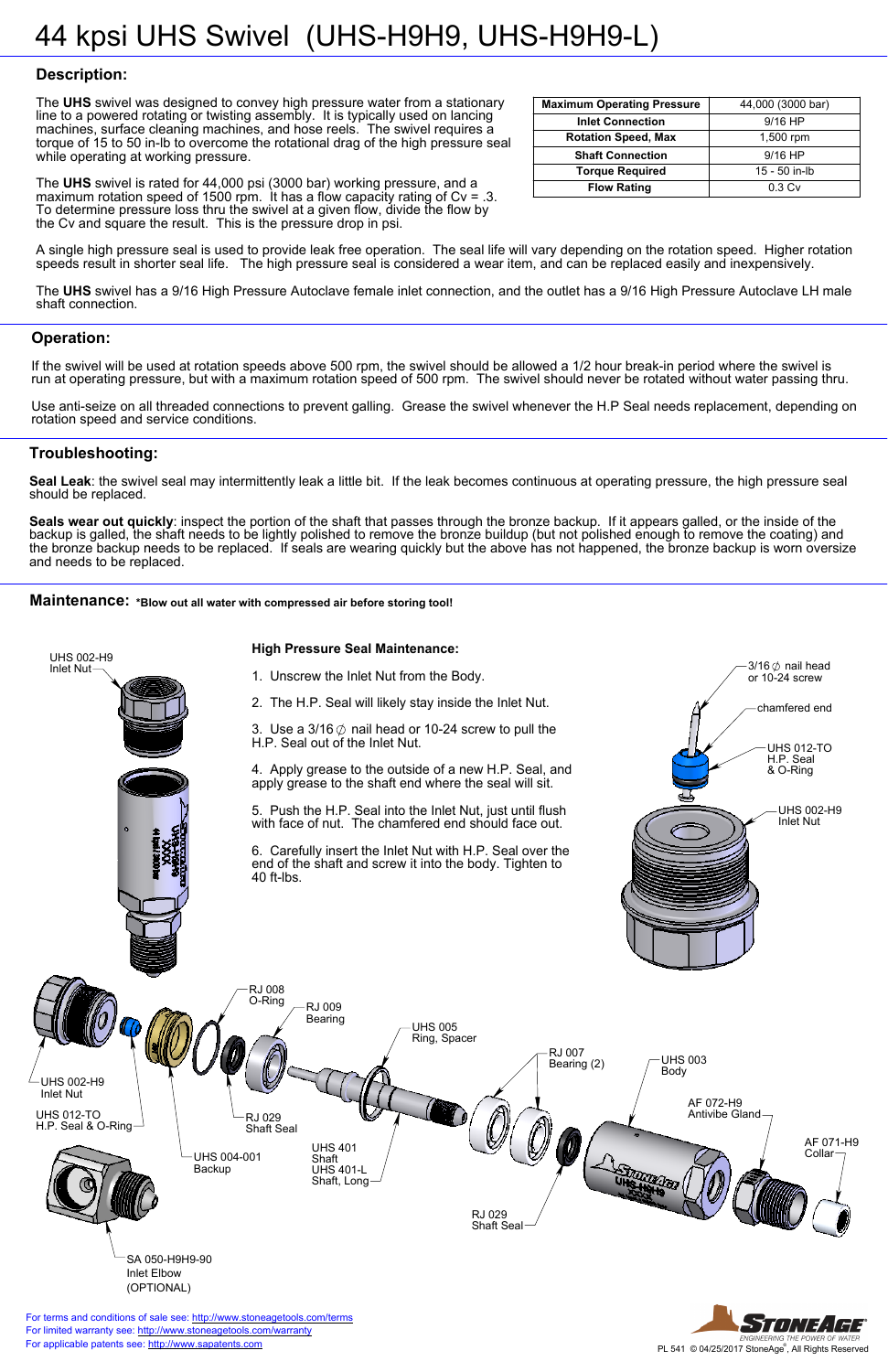# 44 kpsi UHS Swivel (UHS-H9H9, UHS-H9H9-L)

## Description:

The **UHS** swivel was designed to convey high pressure water from a stationary line to a powered rotating or twisting assembly. It is typically used on lancing machines, surface cleaning machines, and hose reels. The swivel requires a torque of 15 to 50 in-lb to overcome the rotational drag of the high pressure seal while operating at working pressure.

The **UHS** swivel is rated for 44,000 psi (3000 bar) working pressure, and a maximum rotation speed of 1500 rpm. It has a flow capacity rating of Cv = .3. To determine pressure loss thru the swivel at a given flow, divide the flow by the Cv and square the result. This is the pressure drop in psi.

| Maximum Operating Pressure | 44,000 (3000 bar) |
|---|---|
| Inlet Connection | 9/16 HP |
| Rotation Speed, Max | 1,500 rpm |
| Shaft Connection | 9/16 HP |
| Torque Required | 15 - 50 in-lb |
| Flow Rating | 0.3 Cv |

A single high pressure seal is used to provide leak free operation. The seal life will vary depending on the rotation speed. Higher rotation speeds result in shorter seal life. The high pressure seal is considered a wear item, and can be replaced easily and inexpensively.

The **UHS** swivel has a 9/16 High Pressure Autoclave female inlet connection, and the outlet has a 9/16 High Pressure Autoclave LH male shaft connection.

## Operation:

If the swivel will be used at rotation speeds above 500 rpm, the swivel should be allowed a 1/2 hour break-in period where the swivel is run at operating pressure, but with a maximum rotation speed of 500 rpm. The swivel should never be rotated without water passing thru.

Use anti-seize on all threaded connections to prevent galling. Grease the swivel whenever the H.P Seal needs replacement, depending on rotation speed and service conditions.

## Troubleshooting:

**Seal Leak**: the swivel seal may intermittently leak a little bit. If the leak becomes continuous at operating pressure, the high pressure seal should be replaced.

**Seals wear out quickly**: inspect the portion of the shaft that passes through the bronze backup. If it appears galled, or the inside of the backup is galled, the shaft needs to be lightly polished to remove the bronze buildup (but not polished enough to remove the coating) and the bronze backup needs to be replaced. If seals are wearing quickly but the above has not happened, the bronze backup is worn oversize and needs to be replaced.

## Maintenance: **\*Blow out all water with compressed air before storing tool!**

**High Pressure Seal Maintenance:**

1. Unscrew the Inlet Nut from the Body.
2. The H.P. Seal will likely stay inside the Inlet Nut.
3. Use a 3/16 ⌀ nail head or 10-24 screw to pull the H.P. Seal out of the Inlet Nut.
4. Apply grease to the outside of a new H.P. Seal, and apply grease to the shaft end where the seal will sit.
5. Push the H.P. Seal into the Inlet Nut, just until flush with face of nut. The chamfered end should face out.
6. Carefully insert the Inlet Nut with H.P. Seal over the end of the shaft and screw it into the body. Tighten to 40 ft-lbs.

UHS 002-H9 Inlet Nut

3/16 ⌀ nail head or 10-24 screw

chamfered end

UHS 012-TO H.P. Seal & O-Ring

UHS 002-H9 Inlet Nut

RJ 008 O-Ring

RJ 009 Bearing

UHS 005 Ring, Spacer

RJ 007 Bearing (2)

UHS 003 Body

AF 072-H9 Antivibe Gland

AF 071-H9 Collar

UHS 002-H9 Inlet Nut

UHS 012-TO H.P. Seal & O-Ring

RJ 029 Shaft Seal

UHS 004-001 Backup

UHS 401 Shaft
UHS 401-L Shaft, Long

RJ 029 Shaft Seal

SA 050-H9H9-90 Inlet Elbow (OPTIONAL)

For terms and conditions of sale see: http://www.stoneagetools.com/terms
For limited warranty see: http://www.stoneagetools.com/warranty
For applicable patents see: http://www.sapatents.com

PL 541 © 04/25/2017 StoneAge®, All Rights Reserved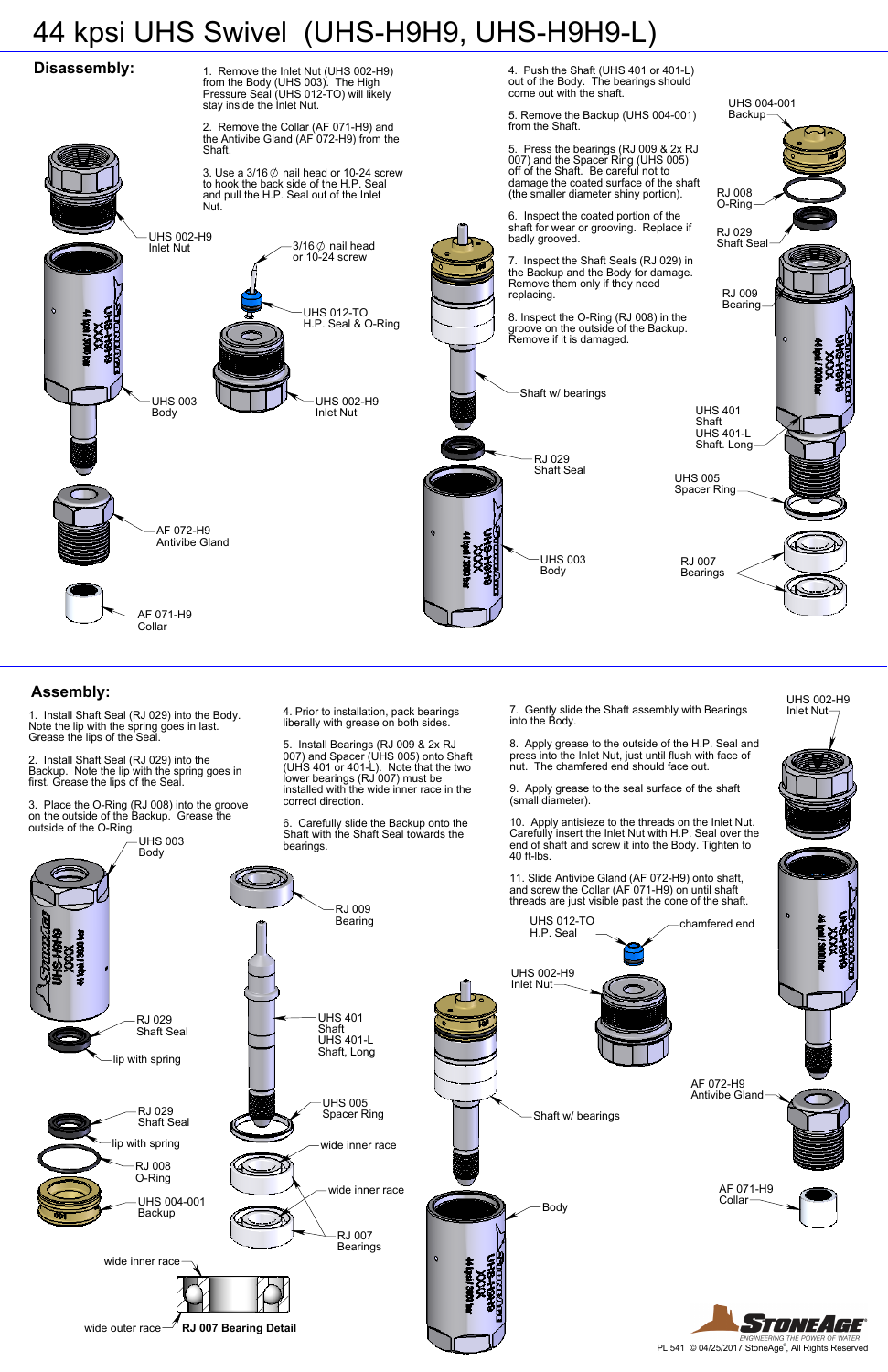# 44 kpsi UHS Swivel (UHS-H9H9, UHS-H9H9-L)

## Disassembly:

1. Remove the Inlet Nut (UHS 002-H9) from the Body (UHS 003). The High Pressure Seal (UHS 012-TO) will likely stay inside the Inlet Nut.

2. Remove the Collar (AF 071-H9) and the Antivibe Gland (AF 072-H9) from the Shaft.

3. Use a 3/16∅ nail head or 10-24 screw to hook the back side of the H.P. Seal and pull the H.P. Seal out of the Inlet Nut.

4. Push the Shaft (UHS 401 or 401-L) out of the Body. The bearings should come out with the shaft.

5. Remove the Backup (UHS 004-001) from the Shaft.

5. Press the bearings (RJ 009 & 2x RJ 007) and the Spacer Ring (UHS 005) off of the Shaft. Be careful not to damage the coated surface of the shaft (the smaller diameter shiny portion).

6. Inspect the coated portion of the shaft for wear or grooving. Replace if badly grooved.

7. Inspect the Shaft Seals (RJ 029) in the Backup and the Body for damage. Remove them only if they need replacing.

8. Inspect the O-Ring (RJ 008) in the groove on the outside of the Backup. Remove if it is damaged.

UHS 002-H9
Inlet Nut

UHS 003
Body

AF 072-H9
Antivibe Gland

AF 071-H9
Collar

3/16∅ nail head
or 10-24 screw

UHS 012-TO
H.P. Seal & O-Ring

UHS 002-H9
Inlet Nut

Shaft w/ bearings

RJ 029
Shaft Seal

UHS 003
Body

UHS 004-001
Backup

RJ 008
O-Ring

RJ 029
Shaft Seal

RJ 009
Bearing

UHS 401
Shaft
UHS 401-L
Shaft. Long

UHS 005
Spacer Ring

RJ 007
Bearings

## Assembly:

1. Install Shaft Seal (RJ 029) into the Body. Note the lip with the spring goes in last. Grease the lips of the Seal.

2. Install Shaft Seal (RJ 029) into the Backup. Note the lip with the spring goes in first. Grease the lips of the Seal.

3. Place the O-Ring (RJ 008) into the groove on the outside of the Backup. Grease the outside of the O-Ring.

4. Prior to installation, pack bearings liberally with grease on both sides.

5. Install Bearings (RJ 009 & 2x RJ 007) and Spacer (UHS 005) onto Shaft (UHS 401 or 401-L). Note that the two lower bearings (RJ 007) must be installed with the wide inner race in the correct direction.

6. Carefully slide the Backup onto the Shaft with the Shaft Seal towards the bearings.

7. Gently slide the Shaft assembly with Bearings into the Body.

8. Apply grease to the outside of the H.P. Seal and press into the Inlet Nut, just until flush with face of nut. The chamfered end should face out.

9. Apply grease to the seal surface of the shaft (small diameter).

10. Apply antiseize to the threads on the Inlet Nut. Carefully insert the Inlet Nut with H.P. Seal over the end of shaft and screw it into the Body. Tighten to 40 ft-lbs.

11. Slide Antivibe Gland (AF 072-H9) onto shaft, and screw the Collar (AF 071-H9) on until shaft threads are just visible past the cone of the shaft.

UHS 003
Body

RJ 029
Shaft Seal

lip with spring

RJ 029
Shaft Seal

lip with spring

RJ 008
O-Ring

UHS 004-001
Backup

wide inner race

wide outer race

**RJ 007 Bearing Detail**

RJ 009
Bearing

UHS 401
Shaft
UHS 401-L
Shaft, Long

UHS 005
Spacer Ring

wide inner race

wide inner race

RJ 007
Bearings

UHS 012-TO
H.P. Seal

chamfered end

UHS 002-H9
Inlet Nut

Shaft w/ bearings

Body

UHS 002-H9
Inlet Nut

AF 072-H9
Antivibe Gland

AF 071-H9
Collar

PL 541 © 04/25/2017 StoneAge®, All Rights Reserved